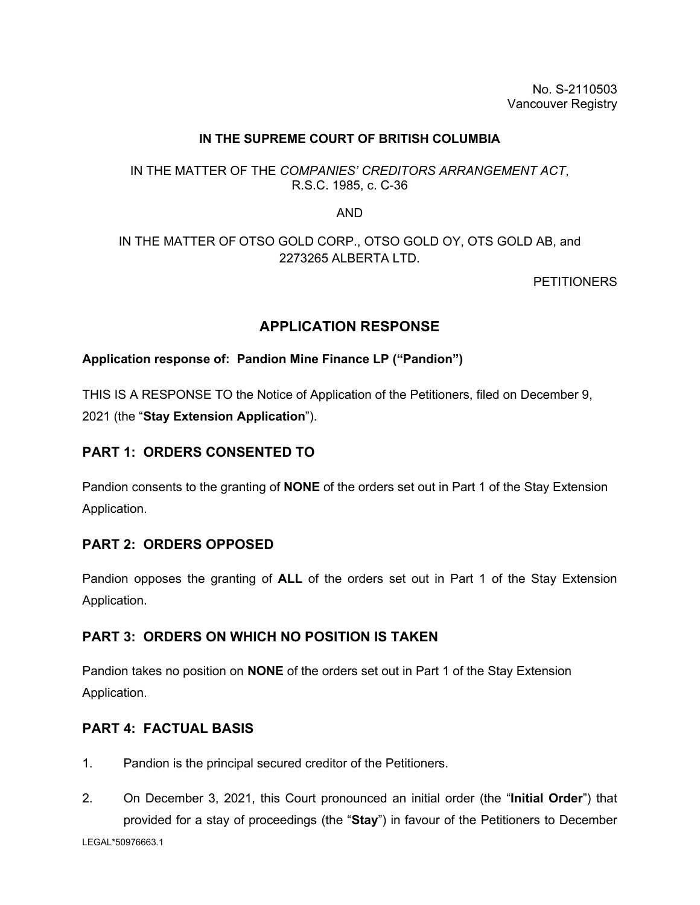No. S-2110503
Vancouver Registry

**IN THE SUPREME COURT OF BRITISH COLUMBIA**

IN THE MATTER OF THE *COMPANIES' CREDITORS ARRANGEMENT ACT*, R.S.C. 1985, c. C-36

AND

IN THE MATTER OF OTSO GOLD CORP., OTSO GOLD OY, OTS GOLD AB, and 2273265 ALBERTA LTD.

PETITIONERS

# APPLICATION RESPONSE

**Application response of: Pandion Mine Finance LP ("Pandion")**

THIS IS A RESPONSE TO the Notice of Application of the Petitioners, filed on December 9, 2021 (the "**Stay Extension Application**").

## PART 1: ORDERS CONSENTED TO

Pandion consents to the granting of **NONE** of the orders set out in Part 1 of the Stay Extension Application.

## PART 2: ORDERS OPPOSED

Pandion opposes the granting of **ALL** of the orders set out in Part 1 of the Stay Extension Application.

## PART 3: ORDERS ON WHICH NO POSITION IS TAKEN

Pandion takes no position on **NONE** of the orders set out in Part 1 of the Stay Extension Application.

## PART 4: FACTUAL BASIS

1. Pandion is the principal secured creditor of the Petitioners.

2. On December 3, 2021, this Court pronounced an initial order (the "**Initial Order**") that provided for a stay of proceedings (the "**Stay**") in favour of the Petitioners to December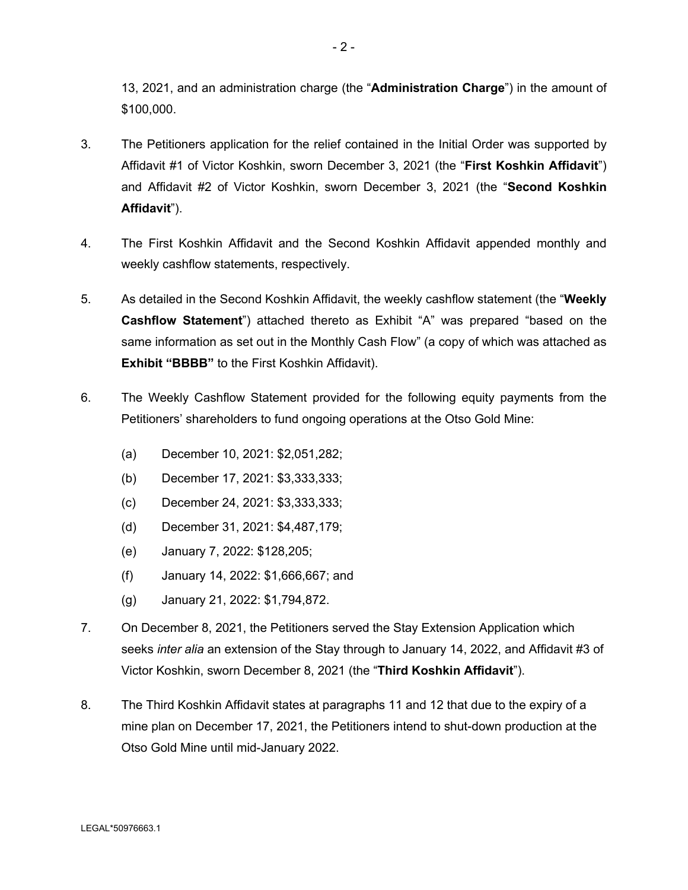13, 2021, and an administration charge (the "**Administration Charge**") in the amount of $100,000.

3. The Petitioners application for the relief contained in the Initial Order was supported by Affidavit #1 of Victor Koshkin, sworn December 3, 2021 (the "**First Koshkin Affidavit**") and Affidavit #2 of Victor Koshkin, sworn December 3, 2021 (the "**Second Koshkin Affidavit**").

4. The First Koshkin Affidavit and the Second Koshkin Affidavit appended monthly and weekly cashflow statements, respectively.

5. As detailed in the Second Koshkin Affidavit, the weekly cashflow statement (the "**Weekly Cashflow Statement**") attached thereto as Exhibit "A" was prepared "based on the same information as set out in the Monthly Cash Flow" (a copy of which was attached as **Exhibit "BBBB"** to the First Koshkin Affidavit).

6. The Weekly Cashflow Statement provided for the following equity payments from the Petitioners' shareholders to fund ongoing operations at the Otso Gold Mine:

   (a) December 10, 2021: $2,051,282;

   (b) December 17, 2021: $3,333,333;

   (c) December 24, 2021: $3,333,333;

   (d) December 31, 2021: $4,487,179;

   (e) January 7, 2022: $128,205;

   (f) January 14, 2022: $1,666,667; and

   (g) January 21, 2022: $1,794,872.

7. On December 8, 2021, the Petitioners served the Stay Extension Application which seeks *inter alia* an extension of the Stay through to January 14, 2022, and Affidavit #3 of Victor Koshkin, sworn December 8, 2021 (the "**Third Koshkin Affidavit**").

8. The Third Koshkin Affidavit states at paragraphs 11 and 12 that due to the expiry of a mine plan on December 17, 2021, the Petitioners intend to shut-down production at the Otso Gold Mine until mid-January 2022.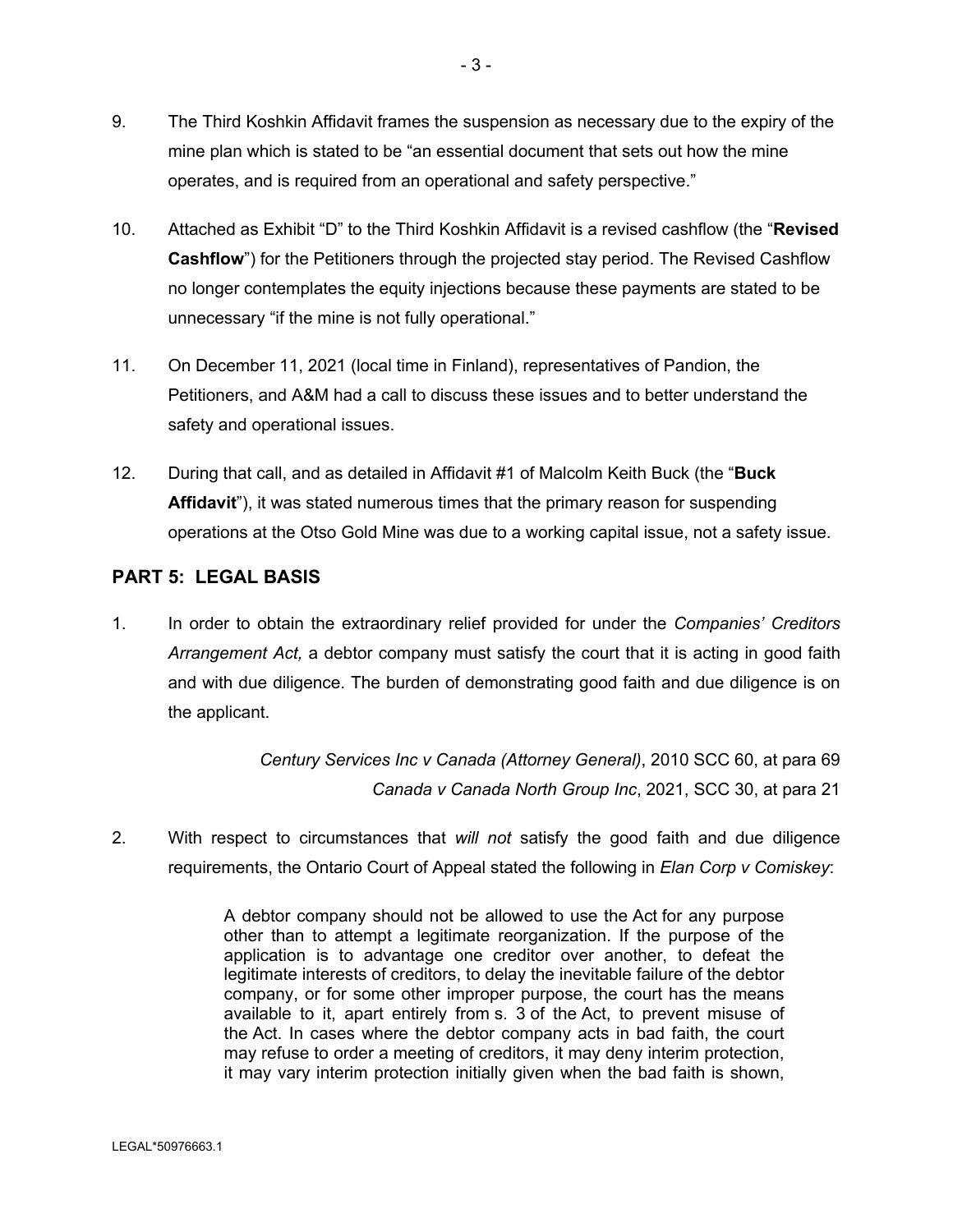9. The Third Koshkin Affidavit frames the suspension as necessary due to the expiry of the mine plan which is stated to be "an essential document that sets out how the mine operates, and is required from an operational and safety perspective."

10. Attached as Exhibit "D" to the Third Koshkin Affidavit is a revised cashflow (the "**Revised Cashflow**") for the Petitioners through the projected stay period. The Revised Cashflow no longer contemplates the equity injections because these payments are stated to be unnecessary "if the mine is not fully operational."

11. On December 11, 2021 (local time in Finland), representatives of Pandion, the Petitioners, and A&M had a call to discuss these issues and to better understand the safety and operational issues.

12. During that call, and as detailed in Affidavit #1 of Malcolm Keith Buck (the "**Buck Affidavit**"), it was stated numerous times that the primary reason for suspending operations at the Otso Gold Mine was due to a working capital issue, not a safety issue.

## PART 5: LEGAL BASIS

1. In order to obtain the extraordinary relief provided for under the *Companies' Creditors Arrangement Act,* a debtor company must satisfy the court that it is acting in good faith and with due diligence. The burden of demonstrating good faith and due diligence is on the applicant.

> *Century Services Inc v Canada (Attorney General)*, 2010 SCC 60, at para 69
> *Canada v Canada North Group Inc*, 2021, SCC 30, at para 21

2. With respect to circumstances that *will not* satisfy the good faith and due diligence requirements, the Ontario Court of Appeal stated the following in *Elan Corp v Comiskey*:

> A debtor company should not be allowed to use the Act for any purpose other than to attempt a legitimate reorganization. If the purpose of the application is to advantage one creditor over another, to defeat the legitimate interests of creditors, to delay the inevitable failure of the debtor company, or for some other improper purpose, the court has the means available to it, apart entirely from s. 3 of the Act, to prevent misuse of the Act. In cases where the debtor company acts in bad faith, the court may refuse to order a meeting of creditors, it may deny interim protection, it may vary interim protection initially given when the bad faith is shown,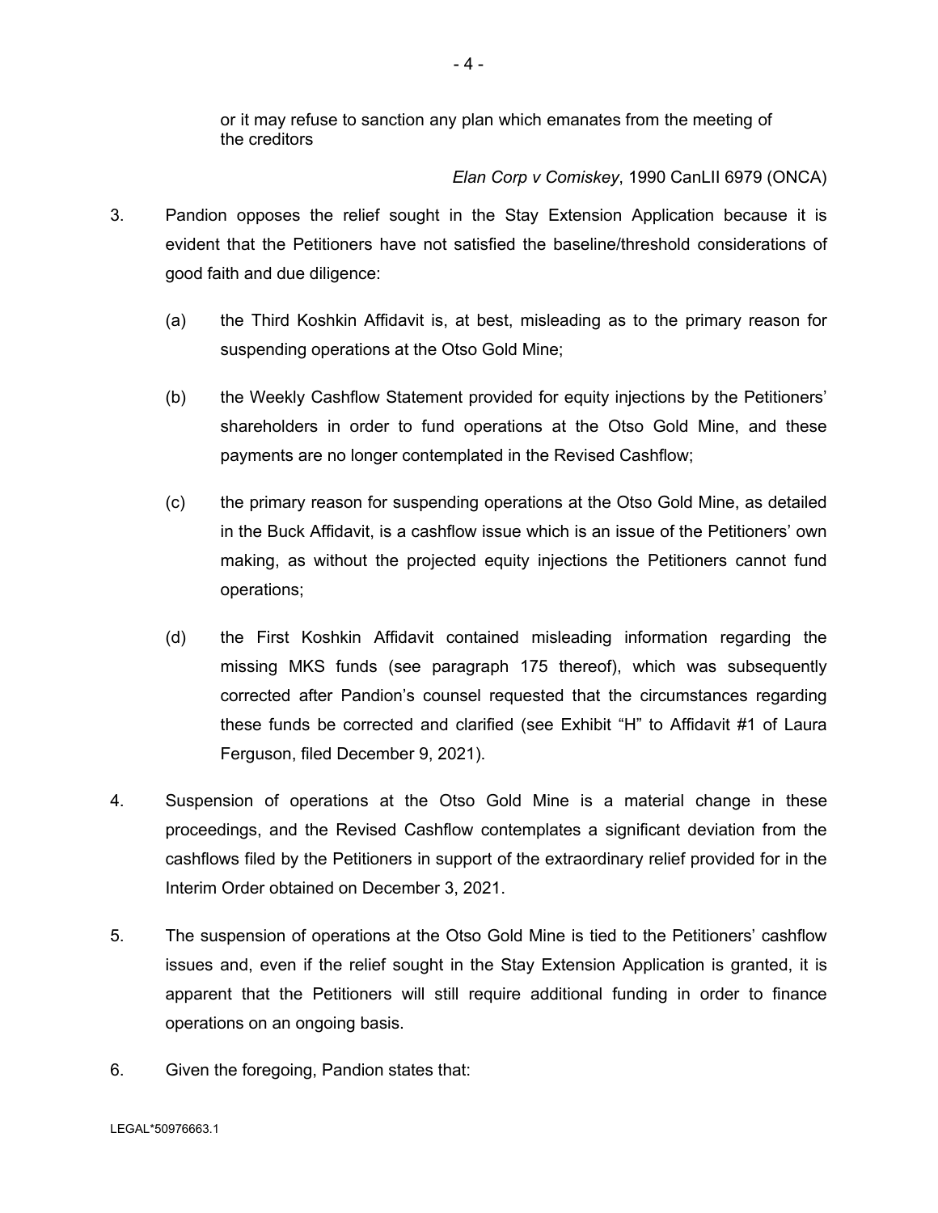or it may refuse to sanction any plan which emanates from the meeting of the creditors

*Elan Corp v Comiskey*, 1990 CanLII 6979 (ONCA)

3. Pandion opposes the relief sought in the Stay Extension Application because it is evident that the Petitioners have not satisfied the baseline/threshold considerations of good faith and due diligence:

   (a) the Third Koshkin Affidavit is, at best, misleading as to the primary reason for suspending operations at the Otso Gold Mine;

   (b) the Weekly Cashflow Statement provided for equity injections by the Petitioners' shareholders in order to fund operations at the Otso Gold Mine, and these payments are no longer contemplated in the Revised Cashflow;

   (c) the primary reason for suspending operations at the Otso Gold Mine, as detailed in the Buck Affidavit, is a cashflow issue which is an issue of the Petitioners' own making, as without the projected equity injections the Petitioners cannot fund operations;

   (d) the First Koshkin Affidavit contained misleading information regarding the missing MKS funds (see paragraph 175 thereof), which was subsequently corrected after Pandion's counsel requested that the circumstances regarding these funds be corrected and clarified (see Exhibit "H" to Affidavit #1 of Laura Ferguson, filed December 9, 2021).

4. Suspension of operations at the Otso Gold Mine is a material change in these proceedings, and the Revised Cashflow contemplates a significant deviation from the cashflows filed by the Petitioners in support of the extraordinary relief provided for in the Interim Order obtained on December 3, 2021.

5. The suspension of operations at the Otso Gold Mine is tied to the Petitioners' cashflow issues and, even if the relief sought in the Stay Extension Application is granted, it is apparent that the Petitioners will still require additional funding in order to finance operations on an ongoing basis.

6. Given the foregoing, Pandion states that:

LEGAL*50976663.1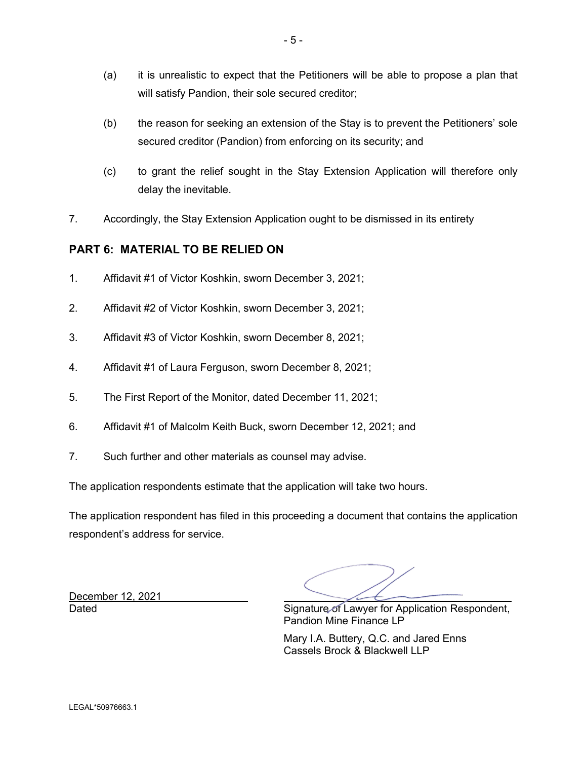(a) it is unrealistic to expect that the Petitioners will be able to propose a plan that will satisfy Pandion, their sole secured creditor;

(b) the reason for seeking an extension of the Stay is to prevent the Petitioners' sole secured creditor (Pandion) from enforcing on its security; and

(c) to grant the relief sought in the Stay Extension Application will therefore only delay the inevitable.

7. Accordingly, the Stay Extension Application ought to be dismissed in its entirety

## PART 6: MATERIAL TO BE RELIED ON

1. Affidavit #1 of Victor Koshkin, sworn December 3, 2021;
2. Affidavit #2 of Victor Koshkin, sworn December 3, 2021;
3. Affidavit #3 of Victor Koshkin, sworn December 8, 2021;
4. Affidavit #1 of Laura Ferguson, sworn December 8, 2021;
5. The First Report of the Monitor, dated December 11, 2021;
6. Affidavit #1 of Malcolm Keith Buck, sworn December 12, 2021; and
7. Such further and other materials as counsel may advise.

The application respondents estimate that the application will take two hours.

The application respondent has filed in this proceeding a document that contains the application respondent's address for service.

December 12, 2021
Dated

Signature of Lawyer for Application Respondent, Pandion Mine Finance LP

Mary I.A. Buttery, Q.C. and Jared Enns
Cassels Brock & Blackwell LLP

LEGAL*50976663.1